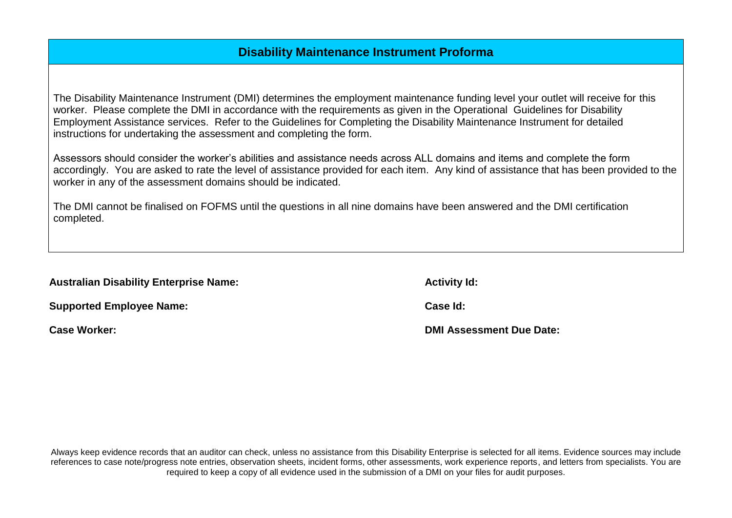# Disability Maintenance Instrument Proforma

The Disability Maintenance Instrument (DMI) determines the employment maintenance funding level your outlet will receive for this worker. Please complete the DMI in accordance with the requirements as given in the Operational Guidelines for Disability Employment Assistance services. Refer to the Guidelines for Completing the Disability Maintenance Instrument for detailed instructions for undertaking the assessment and completing the form.

Assessors should consider the worker's abilities and assistance needs across ALL domains and items and complete the form accordingly. You are asked to rate the level of assistance provided for each item. Any kind of assistance that has been provided to the worker in any of the assessment domains should be indicated.

The DMI cannot be finalised on FOFMS until the questions in all nine domains have been answered and the DMI certification completed.

**Australian Disability Enterprise Name:**

**Supported Employee Name:**

**Case Worker:**

**Activity Id:**

**Case Id:**

**DMI Assessment Due Date:**

Always keep evidence records that an auditor can check, unless no assistance from this Disability Enterprise is selected for all items. Evidence sources may include references to case note/progress note entries, observation sheets, incident forms, other assessments, work experience reports, and letters from specialists. You are required to keep a copy of all evidence used in the submission of a DMI on your files for audit purposes.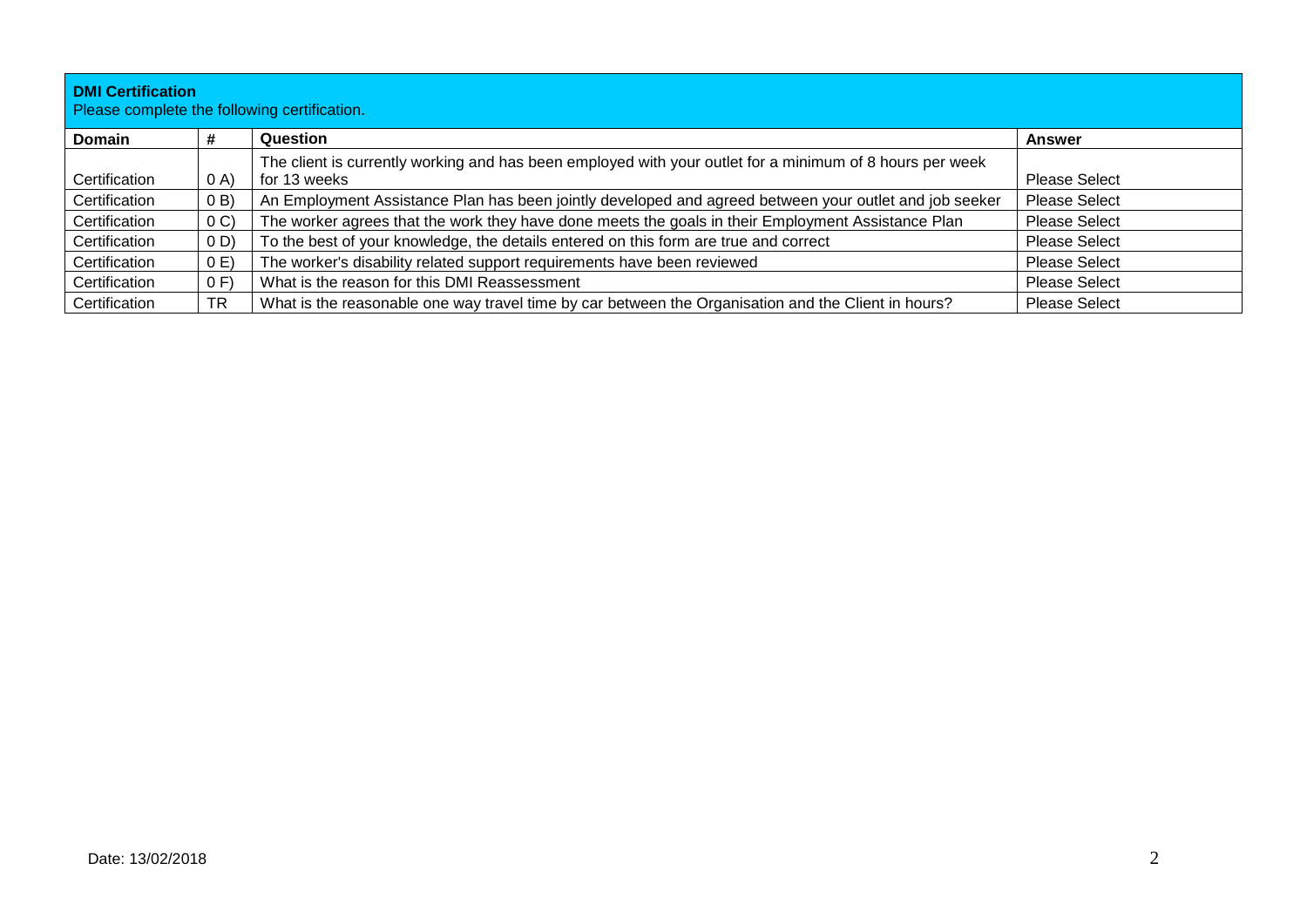**DMI Certification**

Please complete the following certification.

| Domain | # | Question | Answer |
|---|---|---|---|
| Certification | 0 A) | The client is currently working and has been employed with your outlet for a minimum of 8 hours per week for 13 weeks | Please Select |
| Certification | 0 B) | An Employment Assistance Plan has been jointly developed and agreed between your outlet and job seeker | Please Select |
| Certification | 0 C) | The worker agrees that the work they have done meets the goals in their Employment Assistance Plan | Please Select |
| Certification | 0 D) | To the best of your knowledge, the details entered on this form are true and correct | Please Select |
| Certification | 0 E) | The worker's disability related support requirements have been reviewed | Please Select |
| Certification | 0 F) | What is the reason for this DMI Reassessment | Please Select |
| Certification | TR | What is the reasonable one way travel time by car between the Organisation and the Client in hours? | Please Select |

Date: 13/02/2018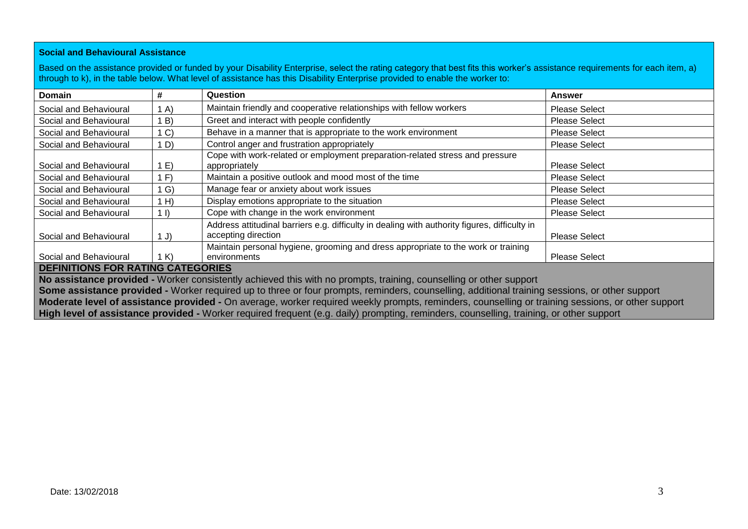## Social and Behavioural Assistance

Based on the assistance provided or funded by your Disability Enterprise, select the rating category that best fits this worker's assistance requirements for each item, a) through to k), in the table below. What level of assistance has this Disability Enterprise provided to enable the worker to:

| Domain | # | Question | Answer |
|---|---|---|---|
| Social and Behavioural | 1 A) | Maintain friendly and cooperative relationships with fellow workers | Please Select |
| Social and Behavioural | 1 B) | Greet and interact with people confidently | Please Select |
| Social and Behavioural | 1 C) | Behave in a manner that is appropriate to the work environment | Please Select |
| Social and Behavioural | 1 D) | Control anger and frustration appropriately | Please Select |
| Social and Behavioural | 1 E) | Cope with work-related or employment preparation-related stress and pressure appropriately | Please Select |
| Social and Behavioural | 1 F) | Maintain a positive outlook and mood most of the time | Please Select |
| Social and Behavioural | 1 G) | Manage fear or anxiety about work issues | Please Select |
| Social and Behavioural | 1 H) | Display emotions appropriate to the situation | Please Select |
| Social and Behavioural | 1 I) | Cope with change in the work environment | Please Select |
| Social and Behavioural | 1 J) | Address attitudinal barriers e.g. difficulty in dealing with authority figures, difficulty in accepting direction | Please Select |
| Social and Behavioural | 1 K) | Maintain personal hygiene, grooming and dress appropriate to the work or training environments | Please Select |

**DEFINITIONS FOR RATING CATEGORIES**

**No assistance provided -** Worker consistently achieved this with no prompts, training, counselling or other support

**Some assistance provided -** Worker required up to three or four prompts, reminders, counselling, additional training sessions, or other support

**Moderate level of assistance provided -** On average, worker required weekly prompts, reminders, counselling or training sessions, or other support

**High level of assistance provided -** Worker required frequent (e.g. daily) prompting, reminders, counselling, training, or other support

Date: 13/02/2018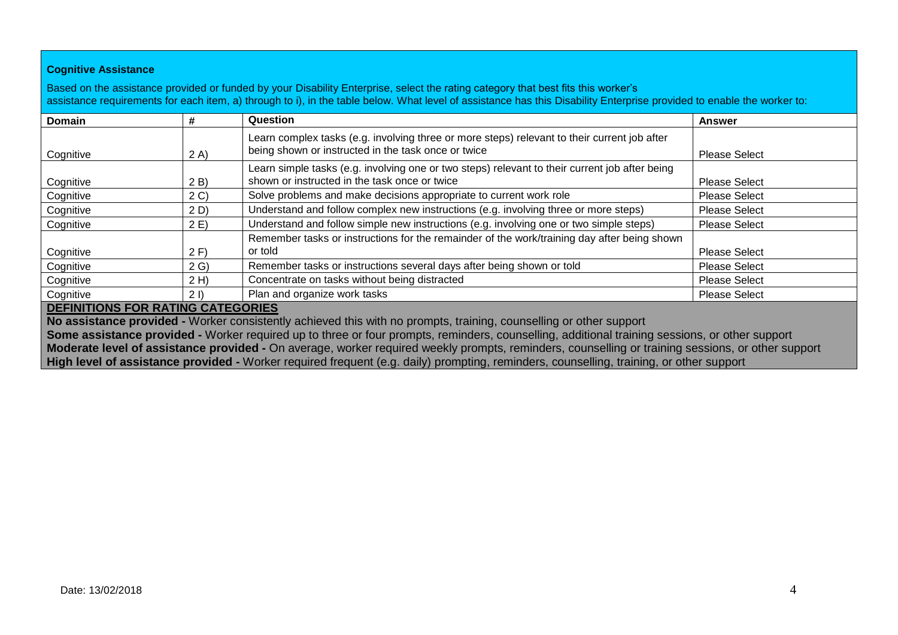**Cognitive Assistance**

Based on the assistance provided or funded by your Disability Enterprise, select the rating category that best fits this worker's assistance requirements for each item, a) through to i), in the table below. What level of assistance has this Disability Enterprise provided to enable the worker to:

| Domain | # | Question | Answer |
|---|---|---|---|
| Cognitive | 2 A) | Learn complex tasks (e.g. involving three or more steps) relevant to their current job after being shown or instructed in the task once or twice | Please Select |
| Cognitive | 2 B) | Learn simple tasks (e.g. involving one or two steps) relevant to their current job after being shown or instructed in the task once or twice | Please Select |
| Cognitive | 2 C) | Solve problems and make decisions appropriate to current work role | Please Select |
| Cognitive | 2 D) | Understand and follow complex new instructions (e.g. involving three or more steps) | Please Select |
| Cognitive | 2 E) | Understand and follow simple new instructions (e.g. involving one or two simple steps) | Please Select |
| Cognitive | 2 F) | Remember tasks or instructions for the remainder of the work/training day after being shown or told | Please Select |
| Cognitive | 2 G) | Remember tasks or instructions several days after being shown or told | Please Select |
| Cognitive | 2 H) | Concentrate on tasks without being distracted | Please Select |
| Cognitive | 2 I) | Plan and organize work tasks | Please Select |

**DEFINITIONS FOR RATING CATEGORIES**

**No assistance provided -** Worker consistently achieved this with no prompts, training, counselling or other support

**Some assistance provided -** Worker required up to three or four prompts, reminders, counselling, additional training sessions, or other support

**Moderate level of assistance provided -** On average, worker required weekly prompts, reminders, counselling or training sessions, or other support

**High level of assistance provided -** Worker required frequent (e.g. daily) prompting, reminders, counselling, training, or other support

Date: 13/02/2018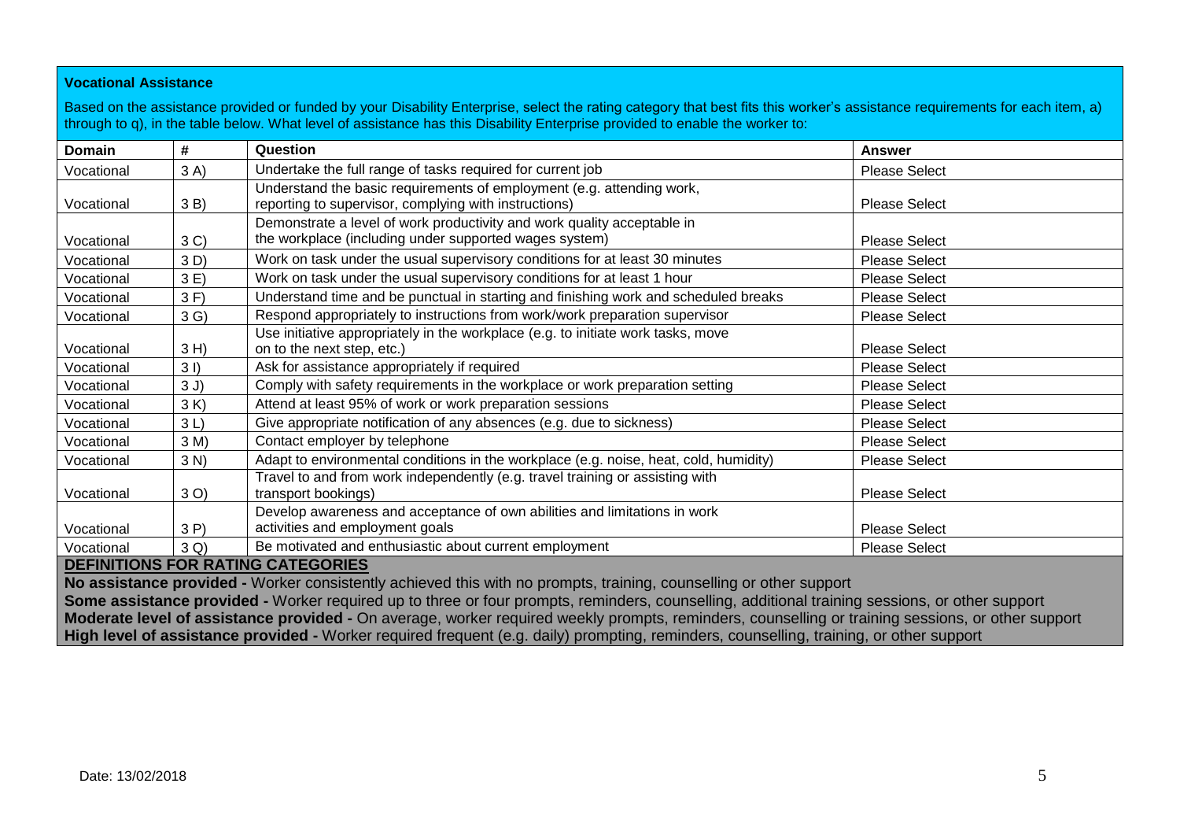## Vocational Assistance

Based on the assistance provided or funded by your Disability Enterprise, select the rating category that best fits this worker's assistance requirements for each item, a) through to q), in the table below. What level of assistance has this Disability Enterprise provided to enable the worker to:

| Domain | # | Question | Answer |
|---|---|---|---|
| Vocational | 3 A) | Undertake the full range of tasks required for current job | Please Select |
| Vocational | 3 B) | Understand the basic requirements of employment (e.g. attending work, reporting to supervisor, complying with instructions) | Please Select |
| Vocational | 3 C) | Demonstrate a level of work productivity and work quality acceptable in the workplace (including under supported wages system) | Please Select |
| Vocational | 3 D) | Work on task under the usual supervisory conditions for at least 30 minutes | Please Select |
| Vocational | 3 E) | Work on task under the usual supervisory conditions for at least 1 hour | Please Select |
| Vocational | 3 F) | Understand time and be punctual in starting and finishing work and scheduled breaks | Please Select |
| Vocational | 3 G) | Respond appropriately to instructions from work/work preparation supervisor | Please Select |
| Vocational | 3 H) | Use initiative appropriately in the workplace (e.g. to initiate work tasks, move on to the next step, etc.) | Please Select |
| Vocational | 3 I) | Ask for assistance appropriately if required | Please Select |
| Vocational | 3 J) | Comply with safety requirements in the workplace or work preparation setting | Please Select |
| Vocational | 3 K) | Attend at least 95% of work or work preparation sessions | Please Select |
| Vocational | 3 L) | Give appropriate notification of any absences (e.g. due to sickness) | Please Select |
| Vocational | 3 M) | Contact employer by telephone | Please Select |
| Vocational | 3 N) | Adapt to environmental conditions in the workplace (e.g. noise, heat, cold, humidity) | Please Select |
| Vocational | 3 O) | Travel to and from work independently (e.g. travel training or assisting with transport bookings) | Please Select |
| Vocational | 3 P) | Develop awareness and acceptance of own abilities and limitations in work activities and employment goals | Please Select |
| Vocational | 3 Q) | Be motivated and enthusiastic about current employment | Please Select |

**DEFINITIONS FOR RATING CATEGORIES**

**No assistance provided -** Worker consistently achieved this with no prompts, training, counselling or other support

**Some assistance provided -** Worker required up to three or four prompts, reminders, counselling, additional training sessions, or other support

**Moderate level of assistance provided -** On average, worker required weekly prompts, reminders, counselling or training sessions, or other support

**High level of assistance provided -** Worker required frequent (e.g. daily) prompting, reminders, counselling, training, or other support

Date: 13/02/2018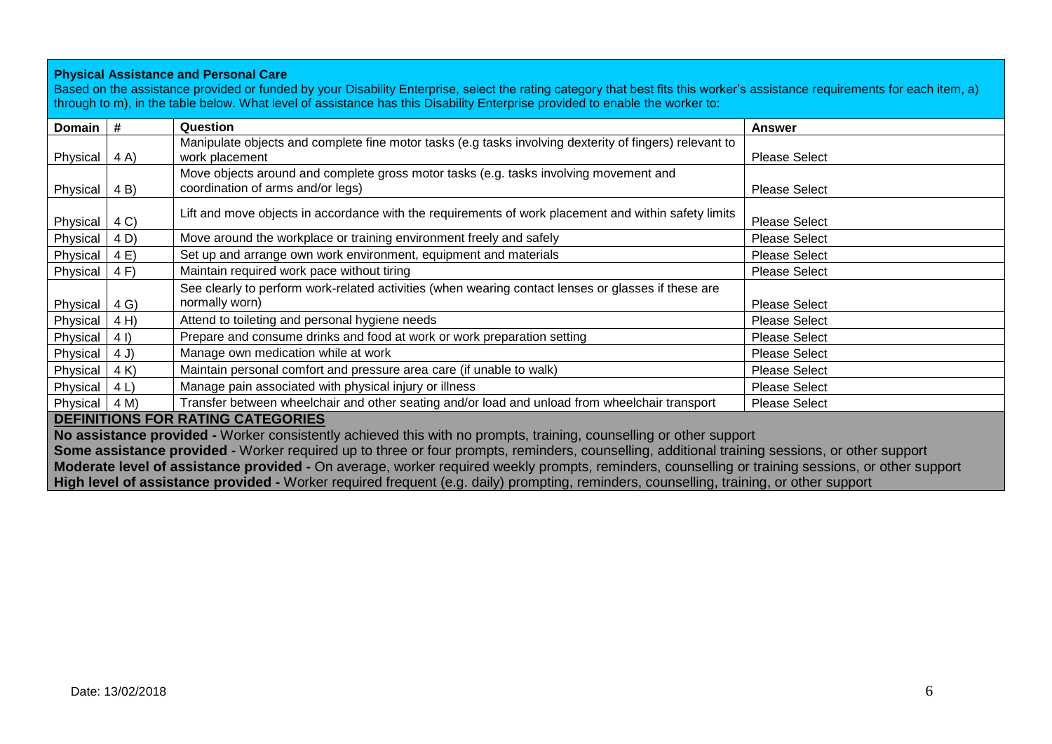**Physical Assistance and Personal Care**

Based on the assistance provided or funded by your Disability Enterprise, select the rating category that best fits this worker's assistance requirements for each item, a) through to m), in the table below. What level of assistance has this Disability Enterprise provided to enable the worker to:

| Domain | # | Question | Answer |
|---|---|---|---|
| Physical | 4 A) | Manipulate objects and complete fine motor tasks (e.g tasks involving dexterity of fingers) relevant to work placement | Please Select |
| Physical | 4 B) | Move objects around and complete gross motor tasks (e.g. tasks involving movement and coordination of arms and/or legs) | Please Select |
| Physical | 4 C) | Lift and move objects in accordance with the requirements of work placement and within safety limits | Please Select |
| Physical | 4 D) | Move around the workplace or training environment freely and safely | Please Select |
| Physical | 4 E) | Set up and arrange own work environment, equipment and materials | Please Select |
| Physical | 4 F) | Maintain required work pace without tiring | Please Select |
| Physical | 4 G) | See clearly to perform work-related activities (when wearing contact lenses or glasses if these are normally worn) | Please Select |
| Physical | 4 H) | Attend to toileting and personal hygiene needs | Please Select |
| Physical | 4 I) | Prepare and consume drinks and food at work or work preparation setting | Please Select |
| Physical | 4 J) | Manage own medication while at work | Please Select |
| Physical | 4 K) | Maintain personal comfort and pressure area care (if unable to walk) | Please Select |
| Physical | 4 L) | Manage pain associated with physical injury or illness | Please Select |
| Physical | 4 M) | Transfer between wheelchair and other seating and/or load and unload from wheelchair transport | Please Select |

**DEFINITIONS FOR RATING CATEGORIES**

**No assistance provided -** Worker consistently achieved this with no prompts, training, counselling or other support

**Some assistance provided -** Worker required up to three or four prompts, reminders, counselling, additional training sessions, or other support

**Moderate level of assistance provided -** On average, worker required weekly prompts, reminders, counselling or training sessions, or other support

**High level of assistance provided -** Worker required frequent (e.g. daily) prompting, reminders, counselling, training, or other support

Date: 13/02/2018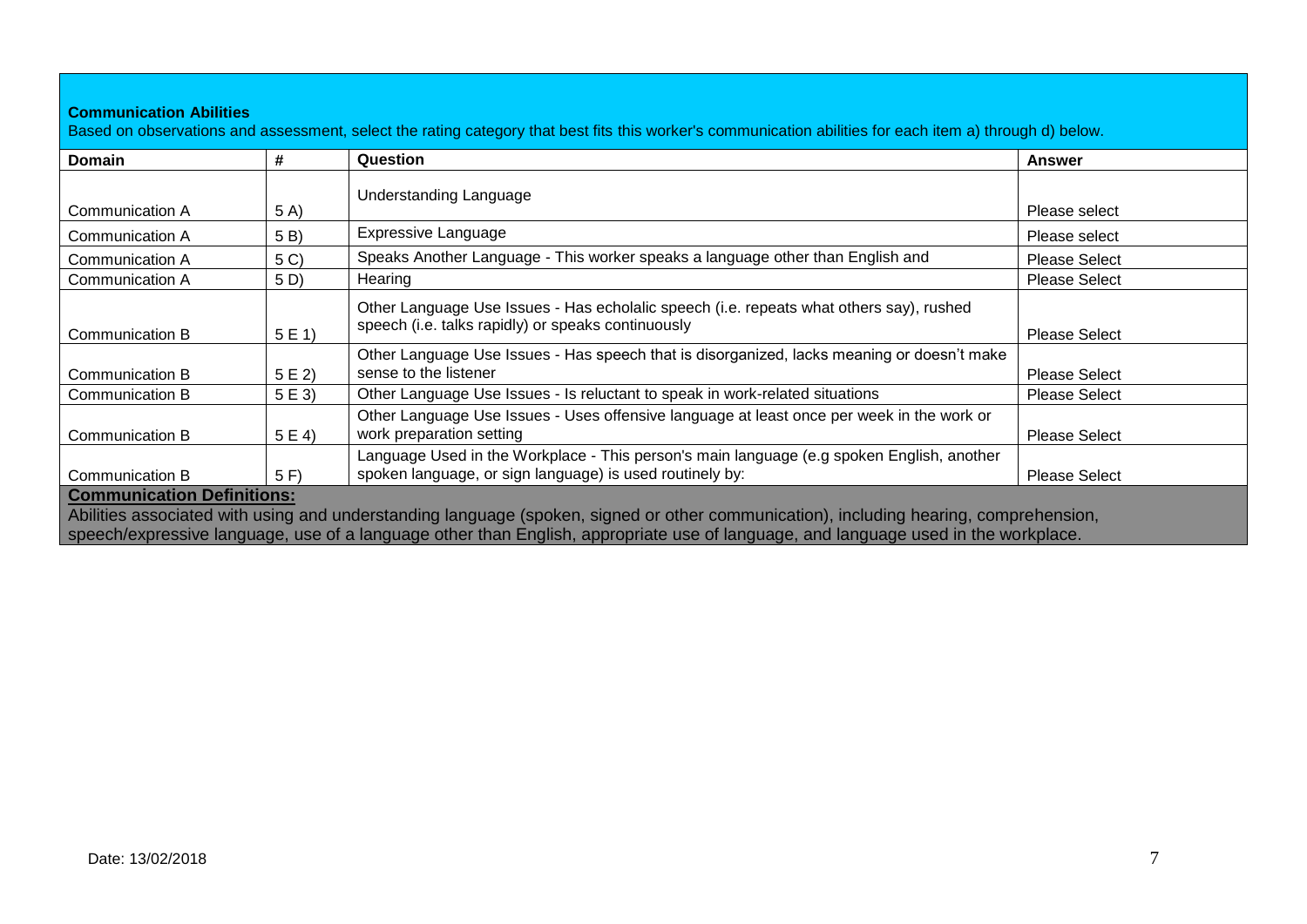**Communication Abilities**

Based on observations and assessment, select the rating category that best fits this worker's communication abilities for each item a) through d) below.

| Domain | # | Question | Answer |
|---|---|---|---|
| Communication A | 5 A) | Understanding Language | Please select |
| Communication A | 5 B) | Expressive Language | Please select |
| Communication A | 5 C) | Speaks Another Language - This worker speaks a language other than English and | Please Select |
| Communication A | 5 D) | Hearing | Please Select |
| Communication B | 5 E 1) | Other Language Use Issues - Has echolalic speech (i.e. repeats what others say), rushed speech (i.e. talks rapidly) or speaks continuously | Please Select |
| Communication B | 5 E 2) | Other Language Use Issues - Has speech that is disorganized, lacks meaning or doesn't make sense to the listener | Please Select |
| Communication B | 5 E 3) | Other Language Use Issues - Is reluctant to speak in work-related situations | Please Select |
| Communication B | 5 E 4) | Other Language Use Issues - Uses offensive language at least once per week in the work or work preparation setting | Please Select |
| Communication B | 5 F) | Language Used in the Workplace - This person's main language (e.g spoken English, another spoken language, or sign language) is used routinely by: | Please Select |

**Communication Definitions:**

Abilities associated with using and understanding language (spoken, signed or other communication), including hearing, comprehension, speech/expressive language, use of a language other than English, appropriate use of language, and language used in the workplace.

Date: 13/02/2018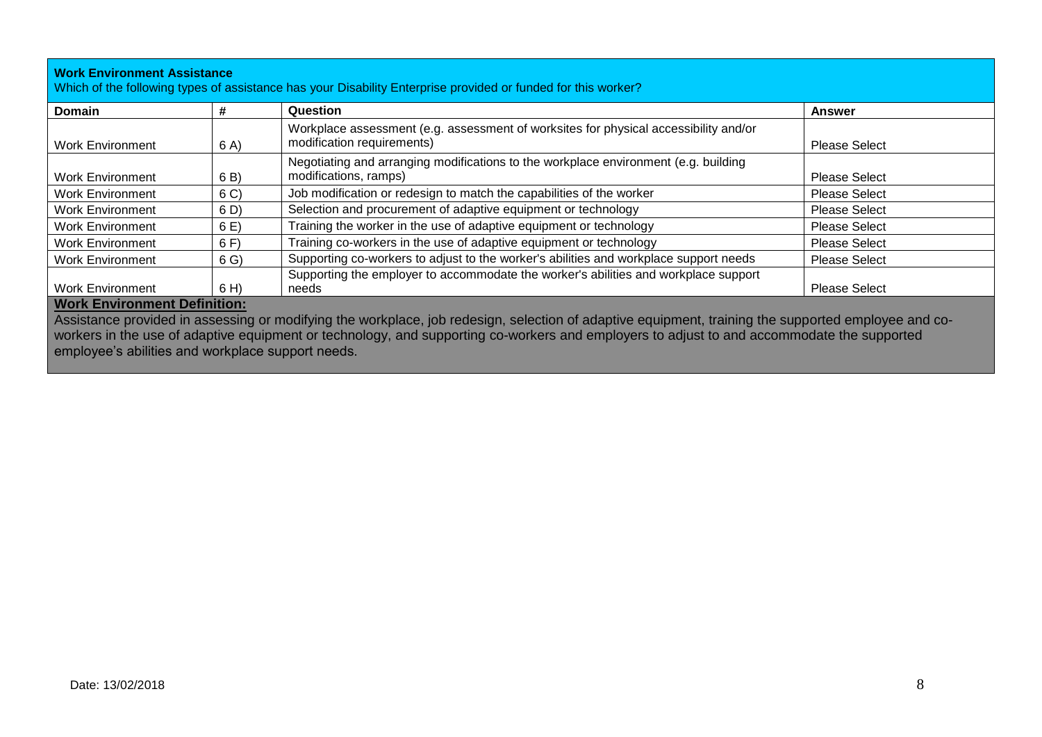**Work Environment Assistance**

Which of the following types of assistance has your Disability Enterprise provided or funded for this worker?

| Domain | # | Question | Answer |
|---|---|---|---|
| Work Environment | 6 A) | Workplace assessment (e.g. assessment of worksites for physical accessibility and/or modification requirements) | Please Select |
| Work Environment | 6 B) | Negotiating and arranging modifications to the workplace environment (e.g. building modifications, ramps) | Please Select |
| Work Environment | 6 C) | Job modification or redesign to match the capabilities of the worker | Please Select |
| Work Environment | 6 D) | Selection and procurement of adaptive equipment or technology | Please Select |
| Work Environment | 6 E) | Training the worker in the use of adaptive equipment or technology | Please Select |
| Work Environment | 6 F) | Training co-workers in the use of adaptive equipment or technology | Please Select |
| Work Environment | 6 G) | Supporting co-workers to adjust to the worker's abilities and workplace support needs | Please Select |
| Work Environment | 6 H) | Supporting the employer to accommodate the worker's abilities and workplace support needs | Please Select |

**Work Environment Definition:**

Assistance provided in assessing or modifying the workplace, job redesign, selection of adaptive equipment, training the supported employee and co-workers in the use of adaptive equipment or technology, and supporting co-workers and employers to adjust to and accommodate the supported employee's abilities and workplace support needs.

Date: 13/02/2018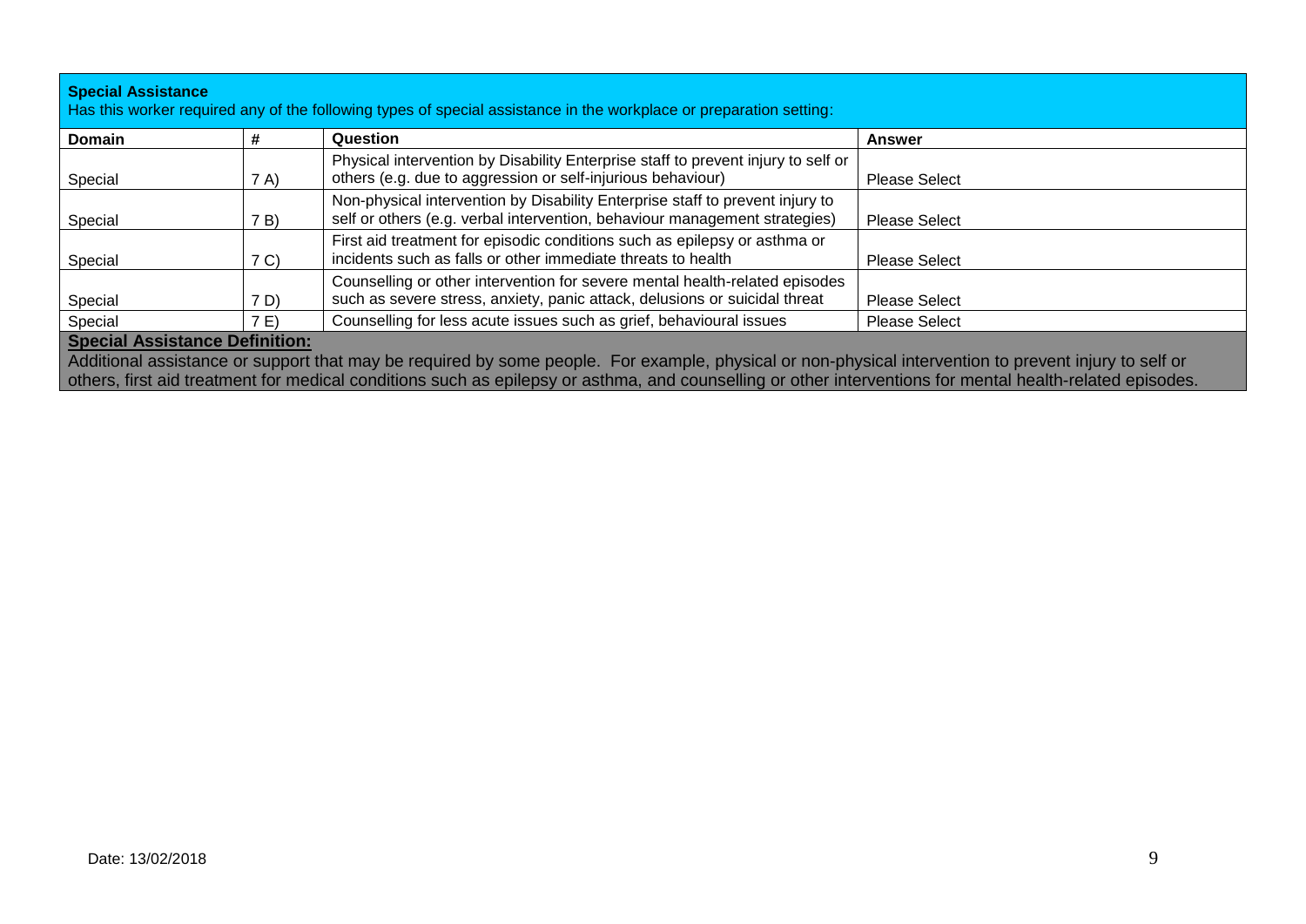**Special Assistance**

Has this worker required any of the following types of special assistance in the workplace or preparation setting:

| Domain | # | Question | Answer |
|---|---|---|---|
| Special | 7 A) | Physical intervention by Disability Enterprise staff to prevent injury to self or others (e.g. due to aggression or self-injurious behaviour) | Please Select |
| Special | 7 B) | Non-physical intervention by Disability Enterprise staff to prevent injury to self or others (e.g. verbal intervention, behaviour management strategies) | Please Select |
| Special | 7 C) | First aid treatment for episodic conditions such as epilepsy or asthma or incidents such as falls or other immediate threats to health | Please Select |
| Special | 7 D) | Counselling or other intervention for severe mental health-related episodes such as severe stress, anxiety, panic attack, delusions or suicidal threat | Please Select |
| Special | 7 E) | Counselling for less acute issues such as grief, behavioural issues | Please Select |

**Special Assistance Definition:**

Additional assistance or support that may be required by some people. For example, physical or non-physical intervention to prevent injury to self or others, first aid treatment for medical conditions such as epilepsy or asthma, and counselling or other interventions for mental health-related episodes.

Date: 13/02/2018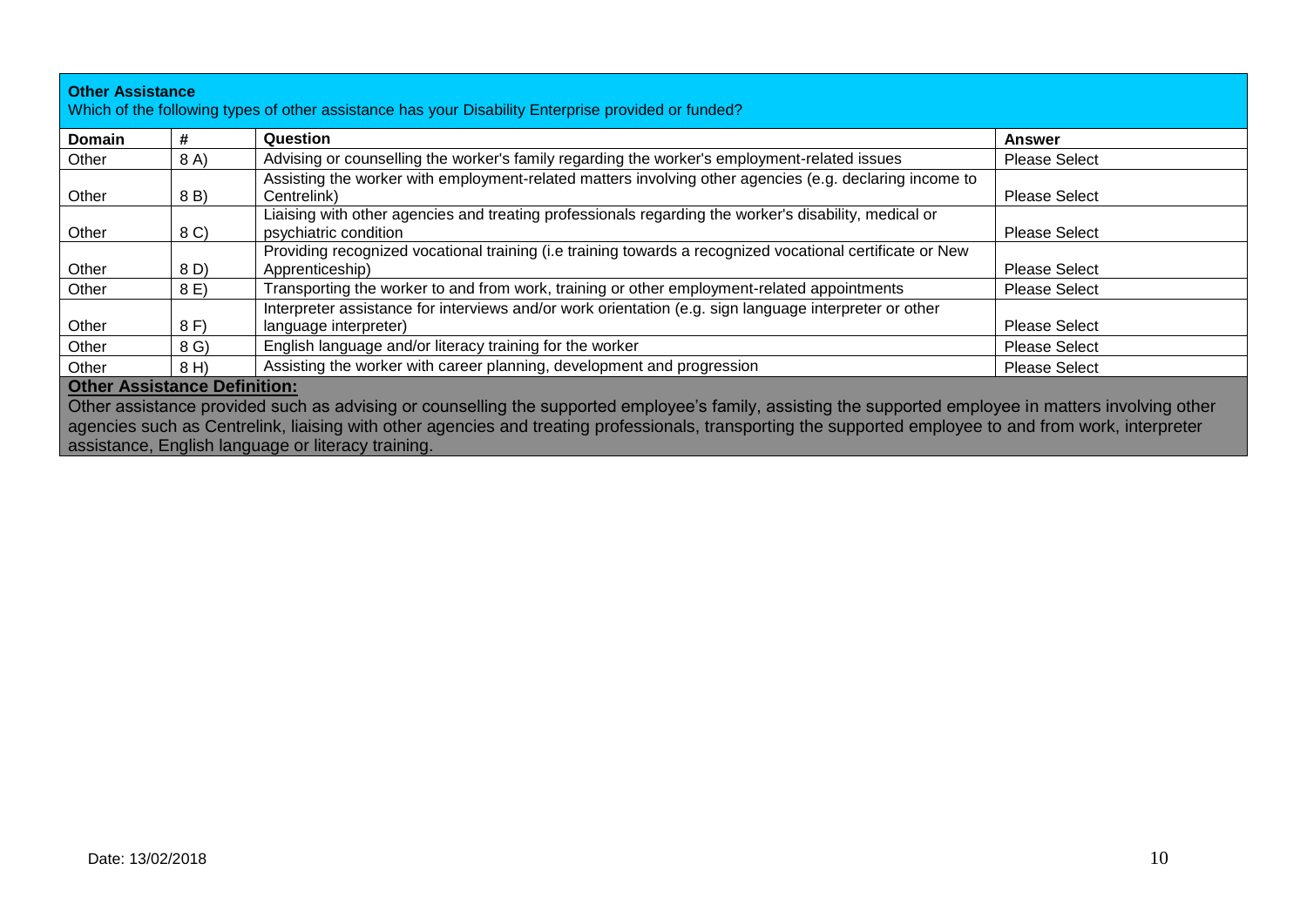**Other Assistance**

Which of the following types of other assistance has your Disability Enterprise provided or funded?

| Domain | # | Question | Answer |
|---|---|---|---|
| Other | 8 A) | Advising or counselling the worker's family regarding the worker's employment-related issues | Please Select |
| Other | 8 B) | Assisting the worker with employment-related matters involving other agencies (e.g. declaring income to Centrelink) | Please Select |
| Other | 8 C) | Liaising with other agencies and treating professionals regarding the worker's disability, medical or psychiatric condition | Please Select |
| Other | 8 D) | Providing recognized vocational training (i.e training towards a recognized vocational certificate or New Apprenticeship) | Please Select |
| Other | 8 E) | Transporting the worker to and from work, training or other employment-related appointments | Please Select |
| Other | 8 F) | Interpreter assistance for interviews and/or work orientation (e.g. sign language interpreter or other language interpreter) | Please Select |
| Other | 8 G) | English language and/or literacy training for the worker | Please Select |
| Other | 8 H) | Assisting the worker with career planning, development and progression | Please Select |

**Other Assistance Definition:**

Other assistance provided such as advising or counselling the supported employee's family, assisting the supported employee in matters involving other agencies such as Centrelink, liaising with other agencies and treating professionals, transporting the supported employee to and from work, interpreter assistance, English language or literacy training.

Date: 13/02/2018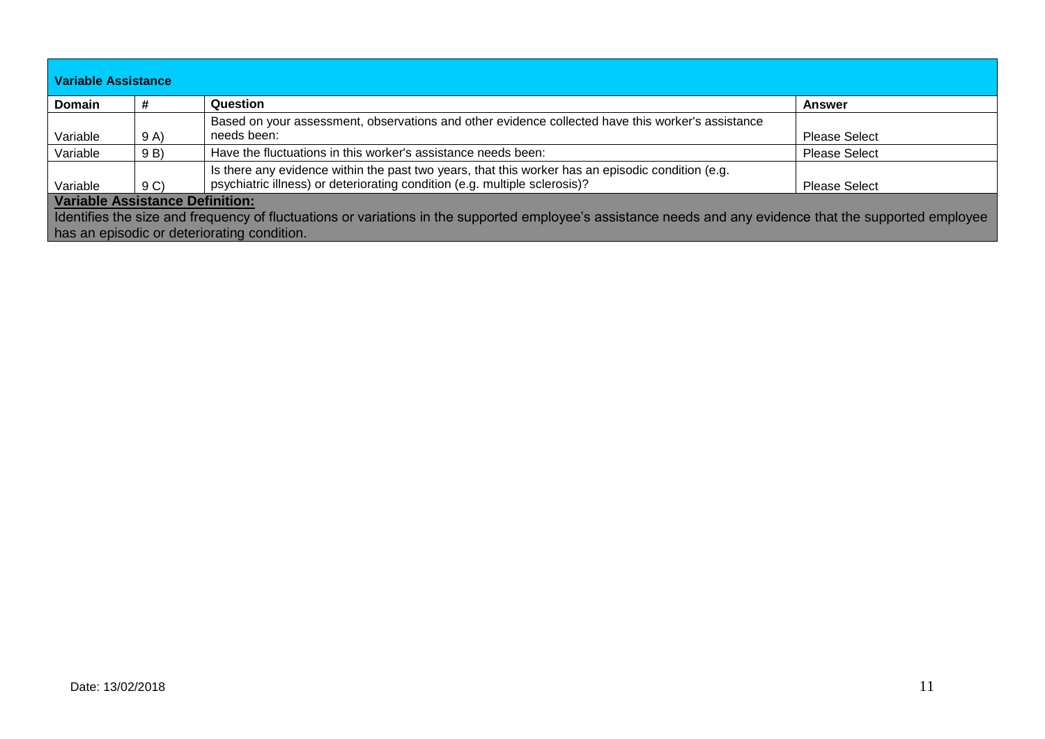**Variable Assistance**

| Domain | # | Question | Answer |
|---|---|---|---|
| Variable | 9 A) | Based on your assessment, observations and other evidence collected have this worker's assistance needs been: | Please Select |
| Variable | 9 B) | Have the fluctuations in this worker's assistance needs been: | Please Select |
| Variable | 9 C) | Is there any evidence within the past two years, that this worker has an episodic condition (e.g. psychiatric illness) or deteriorating condition (e.g. multiple sclerosis)? | Please Select |

**Variable Assistance Definition:**

Identifies the size and frequency of fluctuations or variations in the supported employee's assistance needs and any evidence that the supported employee has an episodic or deteriorating condition.

Date: 13/02/2018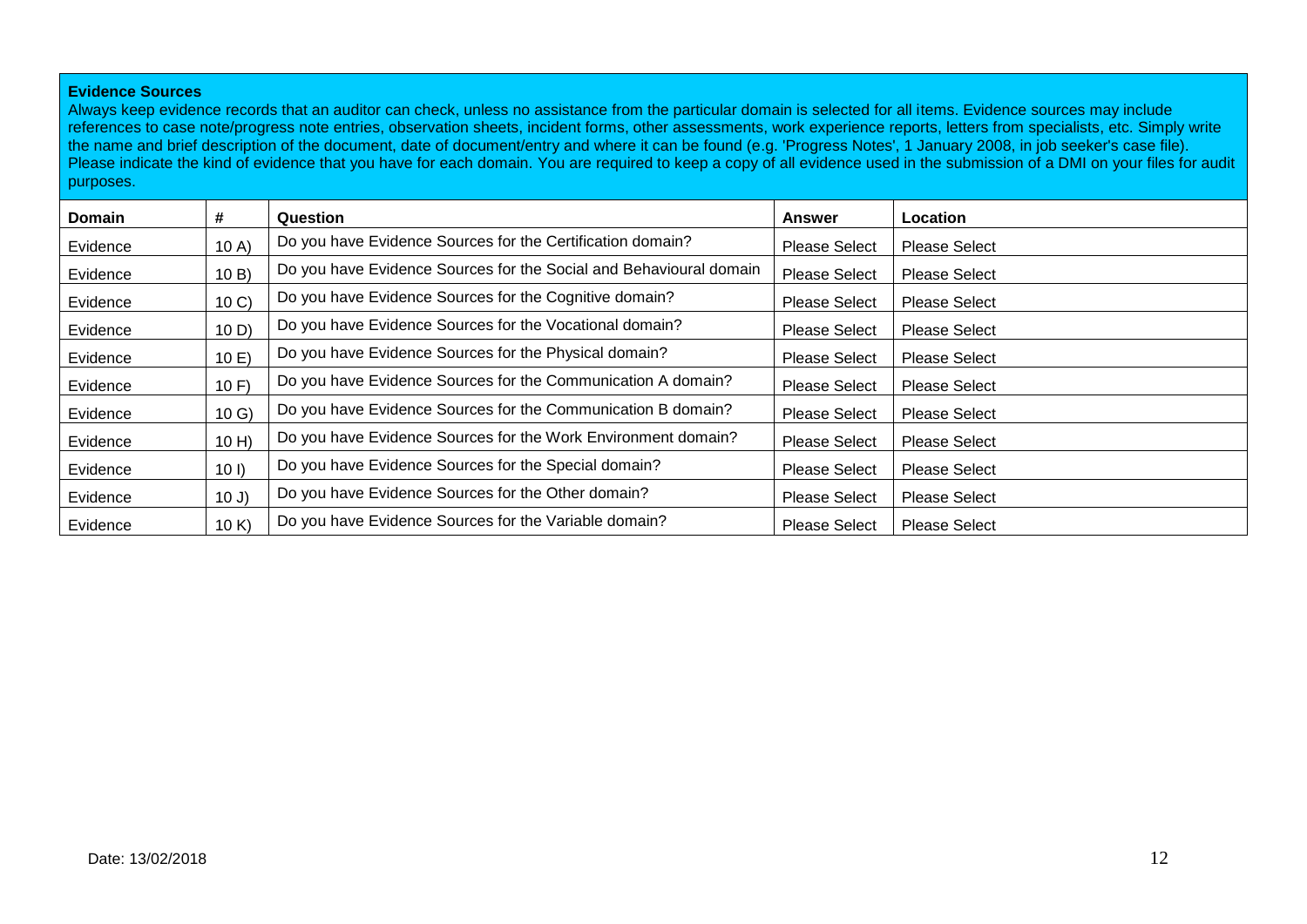**Evidence Sources**

Always keep evidence records that an auditor can check, unless no assistance from the particular domain is selected for all items. Evidence sources may include references to case note/progress note entries, observation sheets, incident forms, other assessments, work experience reports, letters from specialists, etc. Simply write the name and brief description of the document, date of document/entry and where it can be found (e.g. 'Progress Notes', 1 January 2008, in job seeker's case file). Please indicate the kind of evidence that you have for each domain. You are required to keep a copy of all evidence used in the submission of a DMI on your files for audit purposes.

| Domain | # | Question | Answer | Location |
|---|---|---|---|---|
| Evidence | 10 A) | Do you have Evidence Sources for the Certification domain? | Please Select | Please Select |
| Evidence | 10 B) | Do you have Evidence Sources for the Social and Behavioural domain | Please Select | Please Select |
| Evidence | 10 C) | Do you have Evidence Sources for the Cognitive domain? | Please Select | Please Select |
| Evidence | 10 D) | Do you have Evidence Sources for the Vocational domain? | Please Select | Please Select |
| Evidence | 10 E) | Do you have Evidence Sources for the Physical domain? | Please Select | Please Select |
| Evidence | 10 F) | Do you have Evidence Sources for the Communication A domain? | Please Select | Please Select |
| Evidence | 10 G) | Do you have Evidence Sources for the Communication B domain? | Please Select | Please Select |
| Evidence | 10 H) | Do you have Evidence Sources for the Work Environment domain? | Please Select | Please Select |
| Evidence | 10 I) | Do you have Evidence Sources for the Special domain? | Please Select | Please Select |
| Evidence | 10 J) | Do you have Evidence Sources for the Other domain? | Please Select | Please Select |
| Evidence | 10 K) | Do you have Evidence Sources for the Variable domain? | Please Select | Please Select |

Date: 13/02/2018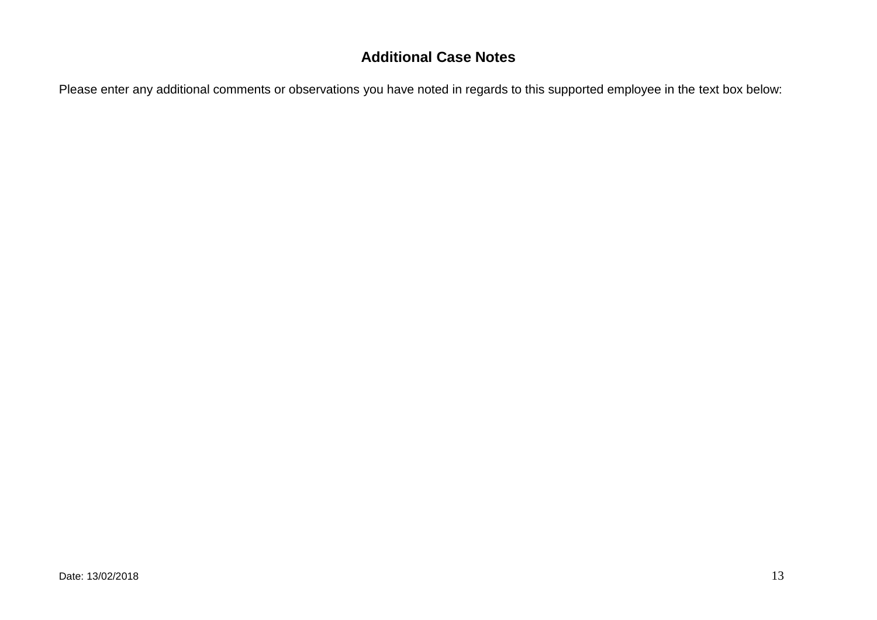## Additional Case Notes

Please enter any additional comments or observations you have noted in regards to this supported employee in the text box below:

Date: 13/02/2018